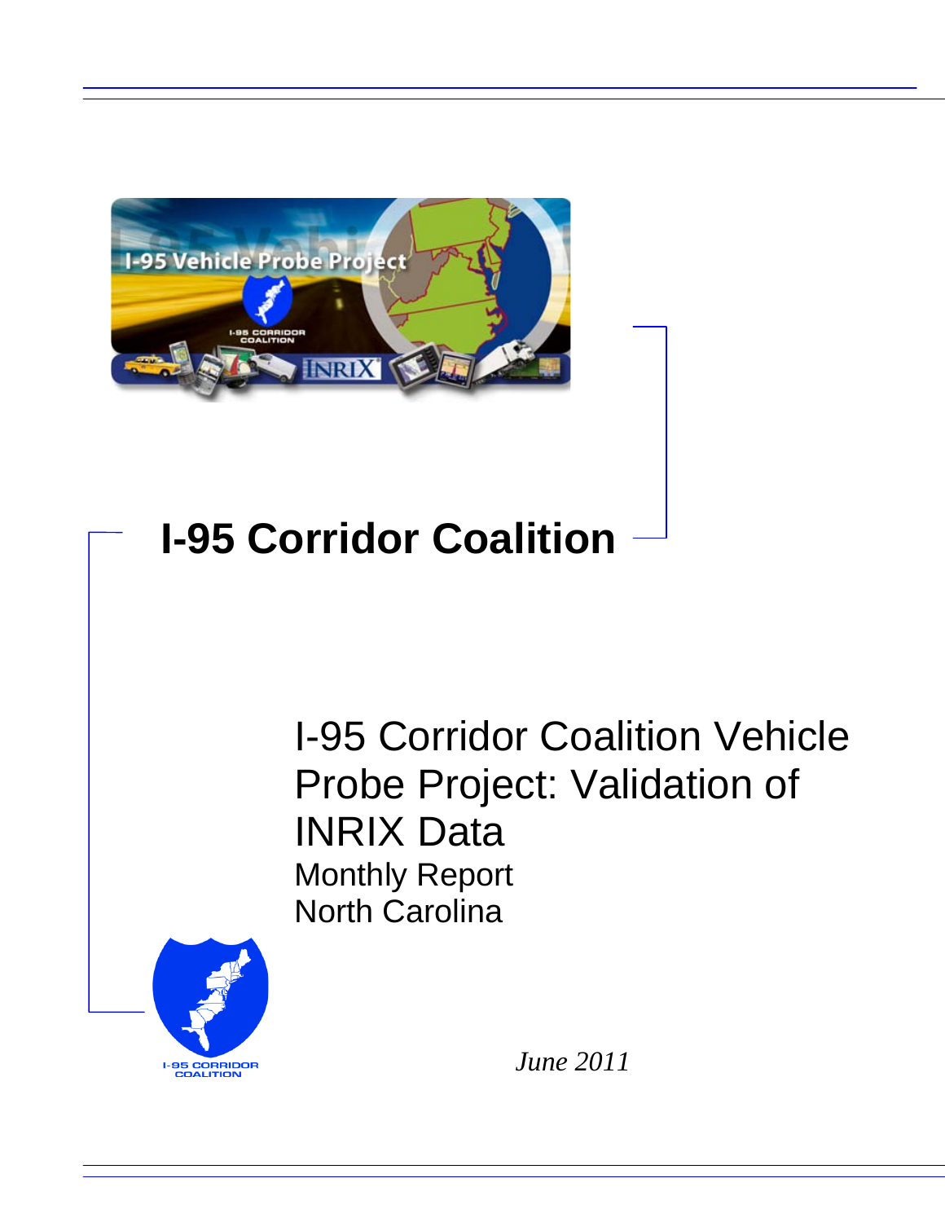# I-95 Corridor Coalition

## I-95 Corridor Coalition Vehicle Probe Project: Validation of INRIX Data

Monthly Report

North Carolina

*June 2011*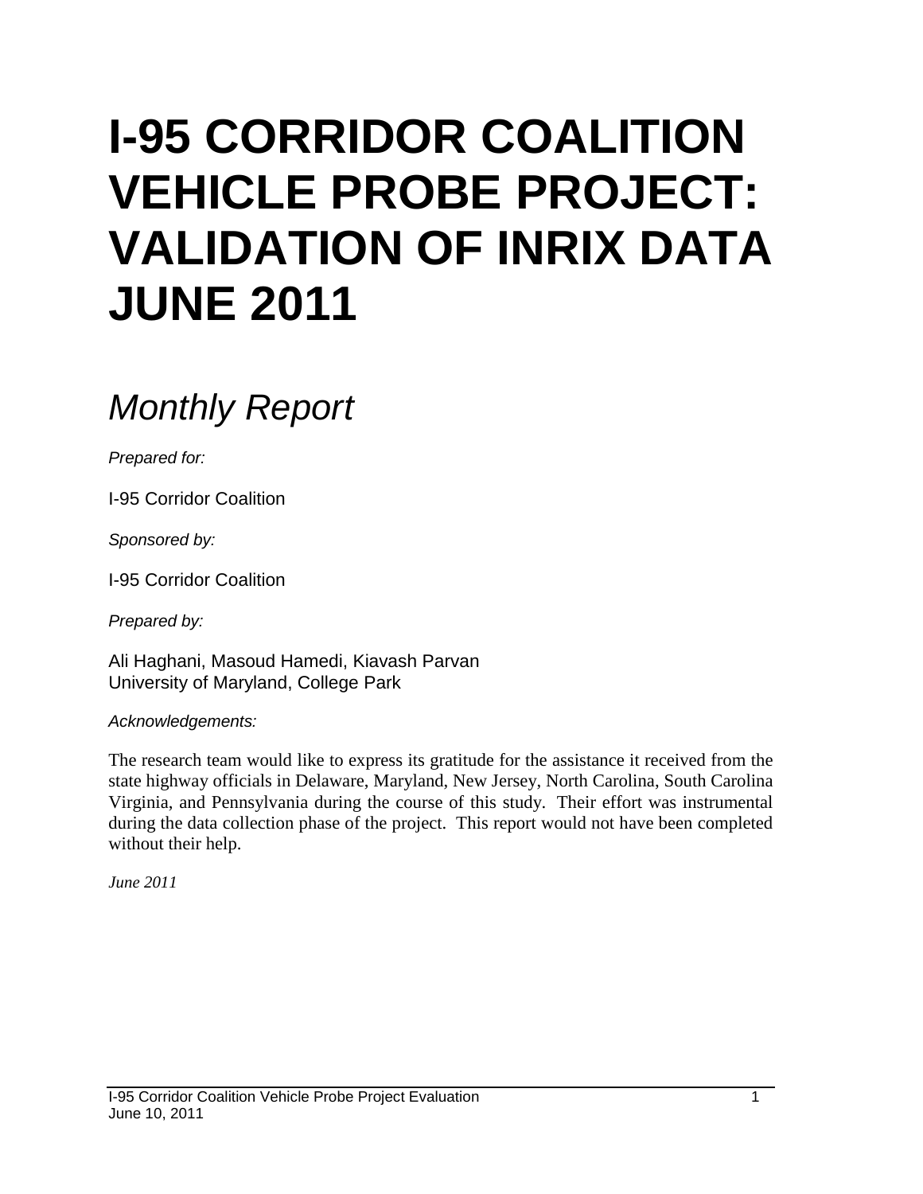# I-95 CORRIDOR COALITION VEHICLE PROBE PROJECT: VALIDATION OF INRIX DATA JUNE 2011

## *Monthly Report*

*Prepared for:*

I-95 Corridor Coalition

*Sponsored by:*

I-95 Corridor Coalition

*Prepared by:*

Ali Haghani, Masoud Hamedi, Kiavash Parvan
University of Maryland, College Park

*Acknowledgements:*

The research team would like to express its gratitude for the assistance it received from the state highway officials in Delaware, Maryland, New Jersey, North Carolina, South Carolina Virginia, and Pennsylvania during the course of this study. Their effort was instrumental during the data collection phase of the project. This report would not have been completed without their help.

*June 2011*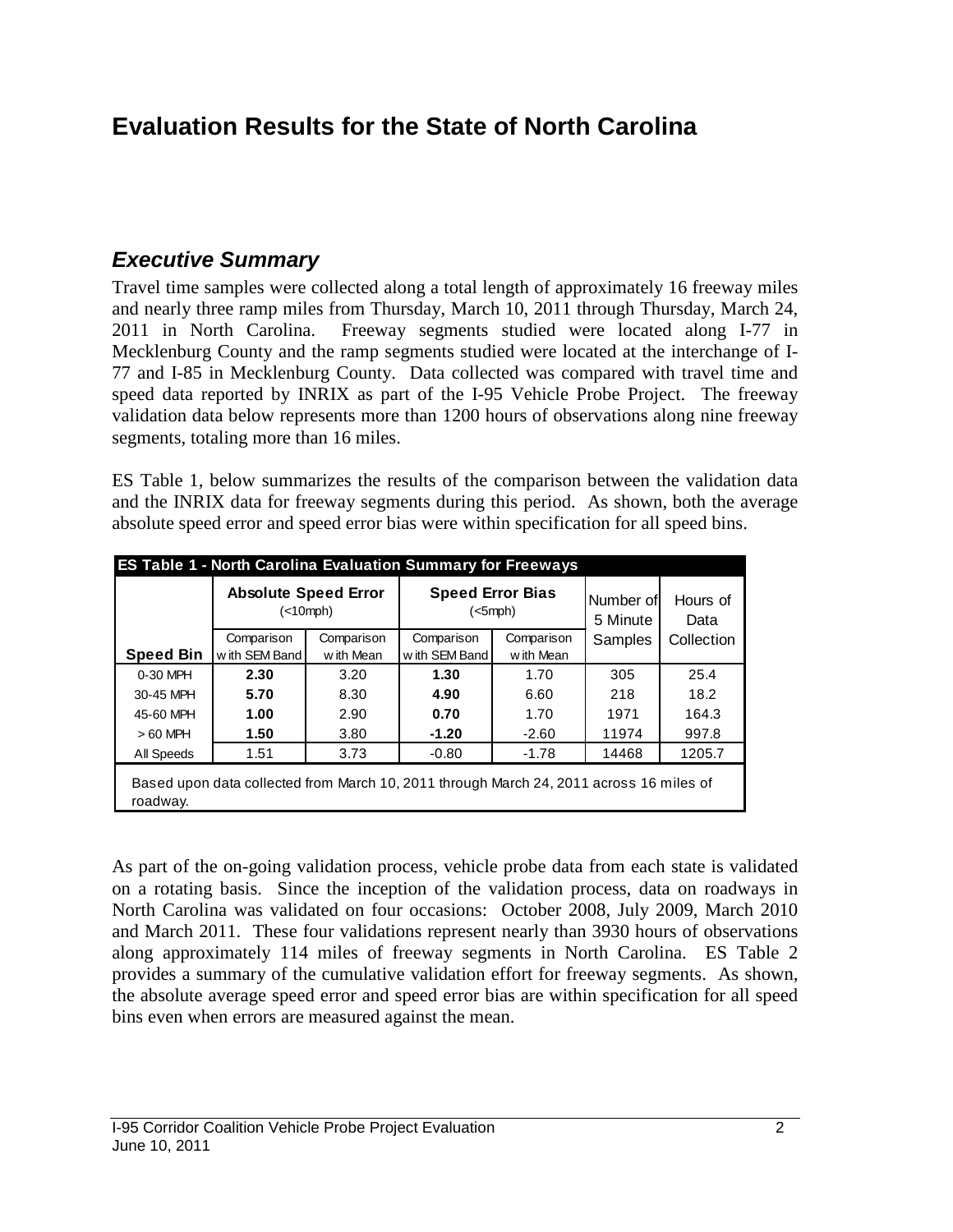# Evaluation Results for the State of North Carolina

## *Executive Summary*

Travel time samples were collected along a total length of approximately 16 freeway miles and nearly three ramp miles from Thursday, March 10, 2011 through Thursday, March 24, 2011 in North Carolina. Freeway segments studied were located along I-77 in Mecklenburg County and the ramp segments studied were located at the interchange of I-77 and I-85 in Mecklenburg County. Data collected was compared with travel time and speed data reported by INRIX as part of the I-95 Vehicle Probe Project. The freeway validation data below represents more than 1200 hours of observations along nine freeway segments, totaling more than 16 miles.

ES Table 1, below summarizes the results of the comparison between the validation data and the INRIX data for freeway segments during this period. As shown, both the average absolute speed error and speed error bias were within specification for all speed bins.

**ES Table 1 - North Carolina Evaluation Summary for Freeways**

| | Absolute Speed Error (<10mph) | | Speed Error Bias (<5mph) | | Number of 5 Minute Samples | Hours of Data Collection |
|---|---|---|---|---|---|---|
| **Speed Bin** | Comparison with SEM Band | Comparison with Mean | Comparison with SEM Band | Comparison with Mean | | |
| 0-30 MPH | **2.30** | 3.20 | **1.30** | 1.70 | 305 | 25.4 |
| 30-45 MPH | **5.70** | 8.30 | **4.90** | 6.60 | 218 | 18.2 |
| 45-60 MPH | **1.00** | 2.90 | **0.70** | 1.70 | 1971 | 164.3 |
| > 60 MPH | **1.50** | 3.80 | **-1.20** | -2.60 | 11974 | 997.8 |
| All Speeds | 1.51 | 3.73 | -0.80 | -1.78 | 14468 | 1205.7 |

Based upon data collected from March 10, 2011 through March 24, 2011 across 16 miles of roadway.

As part of the on-going validation process, vehicle probe data from each state is validated on a rotating basis. Since the inception of the validation process, data on roadways in North Carolina was validated on four occasions: October 2008, July 2009, March 2010 and March 2011. These four validations represent nearly than 3930 hours of observations along approximately 114 miles of freeway segments in North Carolina. ES Table 2 provides a summary of the cumulative validation effort for freeway segments. As shown, the absolute average speed error and speed error bias are within specification for all speed bins even when errors are measured against the mean.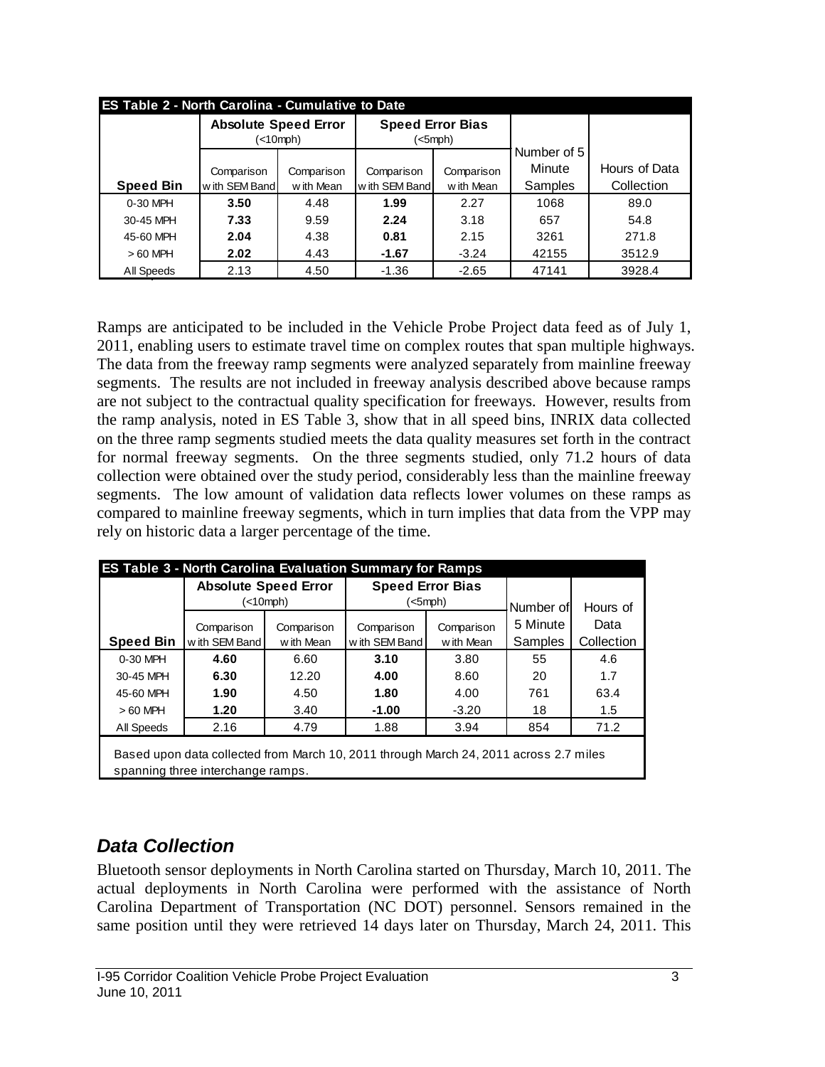| ES Table 2 - North Carolina - Cumulative to Date | | | | | | |
|---|---|---|---|---|---|---|
| | Absolute Speed Error (<10mph) | | Speed Error Bias (<5mph) | | | |
| Speed Bin | Comparison with SEM Band | Comparison with Mean | Comparison with SEM Band | Comparison with Mean | Number of 5 Minute Samples | Hours of Data Collection |
| 0-30 MPH | **3.50** | 4.48 | **1.99** | 2.27 | 1068 | 89.0 |
| 30-45 MPH | **7.33** | 9.59 | **2.24** | 3.18 | 657 | 54.8 |
| 45-60 MPH | **2.04** | 4.38 | **0.81** | 2.15 | 3261 | 271.8 |
| > 60 MPH | **2.02** | 4.43 | **-1.67** | -3.24 | 42155 | 3512.9 |
| All Speeds | 2.13 | 4.50 | -1.36 | -2.65 | 47141 | 3928.4 |

Ramps are anticipated to be included in the Vehicle Probe Project data feed as of July 1, 2011, enabling users to estimate travel time on complex routes that span multiple highways. The data from the freeway ramp segments were analyzed separately from mainline freeway segments. The results are not included in freeway analysis described above because ramps are not subject to the contractual quality specification for freeways. However, results from the ramp analysis, noted in ES Table 3, show that in all speed bins, INRIX data collected on the three ramp segments studied meets the data quality measures set forth in the contract for normal freeway segments. On the three segments studied, only 71.2 hours of data collection were obtained over the study period, considerably less than the mainline freeway segments. The low amount of validation data reflects lower volumes on these ramps as compared to mainline freeway segments, which in turn implies that data from the VPP may rely on historic data a larger percentage of the time.

| ES Table 3 - North Carolina Evaluation Summary for Ramps | | | | | | |
|---|---|---|---|---|---|---|
| | Absolute Speed Error (<10mph) | | Speed Error Bias (<5mph) | | | |
| Speed Bin | Comparison with SEM Band | Comparison with Mean | Comparison with SEM Band | Comparison with Mean | Number of 5 Minute Samples | Hours of Data Collection |
| 0-30 MPH | **4.60** | 6.60 | **3.10** | 3.80 | 55 | 4.6 |
| 30-45 MPH | **6.30** | 12.20 | **4.00** | 8.60 | 20 | 1.7 |
| 45-60 MPH | **1.90** | 4.50 | **1.80** | 4.00 | 761 | 63.4 |
| > 60 MPH | **1.20** | 3.40 | **-1.00** | -3.20 | 18 | 1.5 |
| All Speeds | 2.16 | 4.79 | 1.88 | 3.94 | 854 | 71.2 |

Based upon data collected from March 10, 2011 through March 24, 2011 across 2.7 miles spanning three interchange ramps.

## *Data Collection*

Bluetooth sensor deployments in North Carolina started on Thursday, March 10, 2011. The actual deployments in North Carolina were performed with the assistance of North Carolina Department of Transportation (NC DOT) personnel. Sensors remained in the same position until they were retrieved 14 days later on Thursday, March 24, 2011. This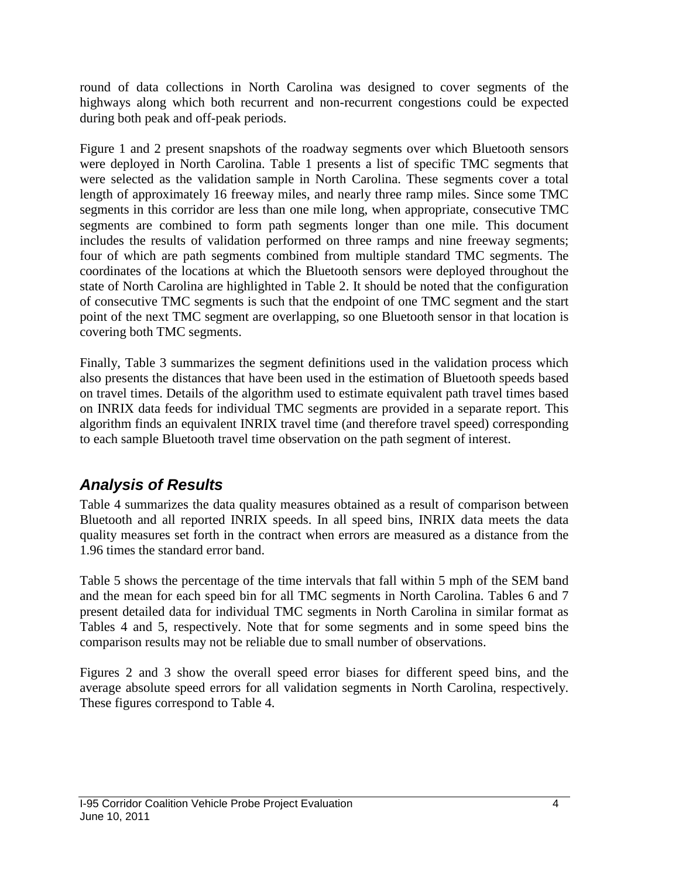round of data collections in North Carolina was designed to cover segments of the highways along which both recurrent and non-recurrent congestions could be expected during both peak and off-peak periods.

Figure 1 and 2 present snapshots of the roadway segments over which Bluetooth sensors were deployed in North Carolina. Table 1 presents a list of specific TMC segments that were selected as the validation sample in North Carolina. These segments cover a total length of approximately 16 freeway miles, and nearly three ramp miles. Since some TMC segments in this corridor are less than one mile long, when appropriate, consecutive TMC segments are combined to form path segments longer than one mile. This document includes the results of validation performed on three ramps and nine freeway segments; four of which are path segments combined from multiple standard TMC segments. The coordinates of the locations at which the Bluetooth sensors were deployed throughout the state of North Carolina are highlighted in Table 2. It should be noted that the configuration of consecutive TMC segments is such that the endpoint of one TMC segment and the start point of the next TMC segment are overlapping, so one Bluetooth sensor in that location is covering both TMC segments.

Finally, Table 3 summarizes the segment definitions used in the validation process which also presents the distances that have been used in the estimation of Bluetooth speeds based on travel times. Details of the algorithm used to estimate equivalent path travel times based on INRIX data feeds for individual TMC segments are provided in a separate report. This algorithm finds an equivalent INRIX travel time (and therefore travel speed) corresponding to each sample Bluetooth travel time observation on the path segment of interest.

## *Analysis of Results*

Table 4 summarizes the data quality measures obtained as a result of comparison between Bluetooth and all reported INRIX speeds. In all speed bins, INRIX data meets the data quality measures set forth in the contract when errors are measured as a distance from the 1.96 times the standard error band.

Table 5 shows the percentage of the time intervals that fall within 5 mph of the SEM band and the mean for each speed bin for all TMC segments in North Carolina. Tables 6 and 7 present detailed data for individual TMC segments in North Carolina in similar format as Tables 4 and 5, respectively. Note that for some segments and in some speed bins the comparison results may not be reliable due to small number of observations.

Figures 2 and 3 show the overall speed error biases for different speed bins, and the average absolute speed errors for all validation segments in North Carolina, respectively. These figures correspond to Table 4.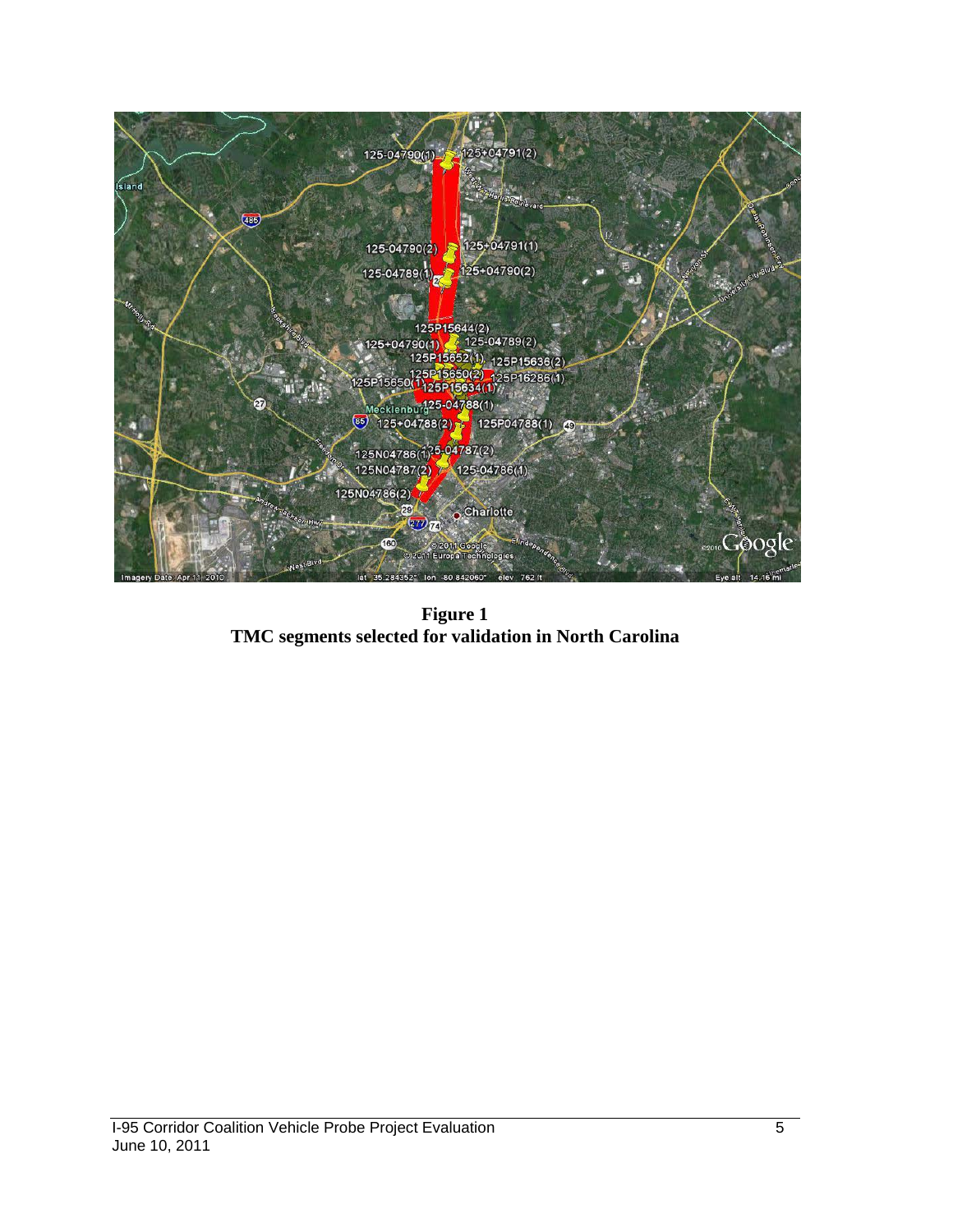**Figure 1**
**TMC segments selected for validation in North Carolina**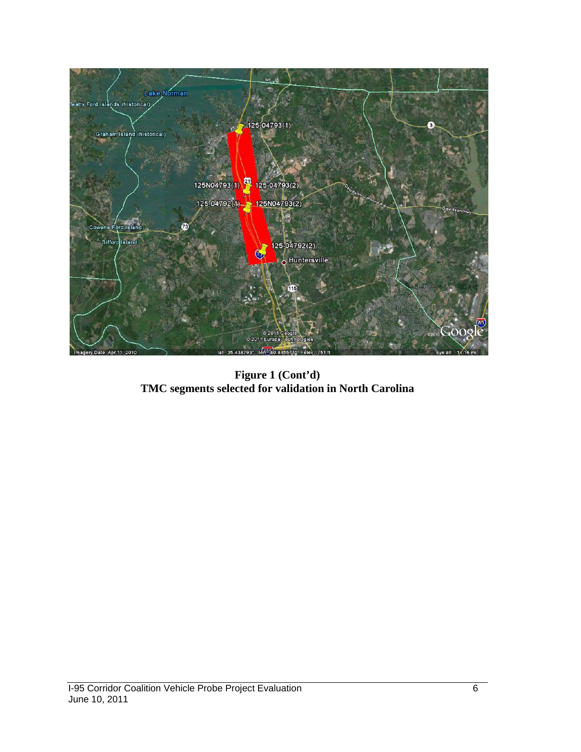**Figure 1 (Cont'd)**
**TMC segments selected for validation in North Carolina**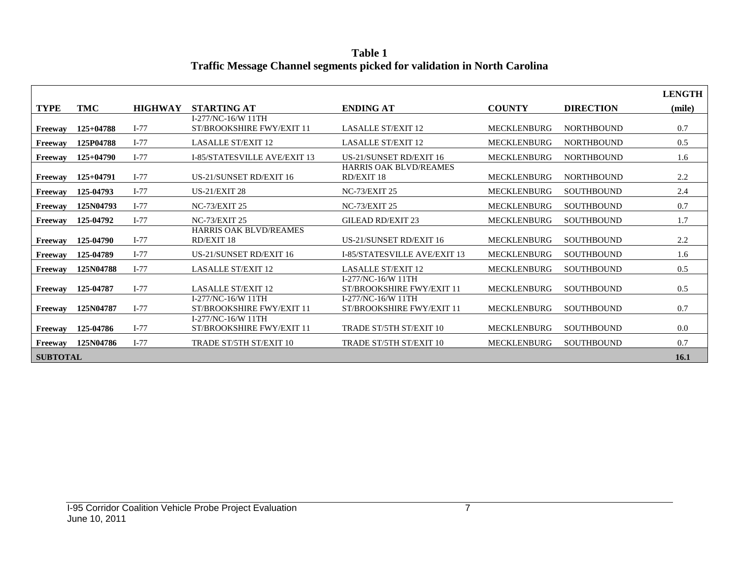**Table 1**
**Traffic Message Channel segments picked for validation in North Carolina**

| TYPE | TMC | HIGHWAY | STARTING AT | ENDING AT | COUNTY | DIRECTION | LENGTH (mile) |
|---|---|---|---|---|---|---|---|
| Freeway | 125+04788 | I-77 | I-277/NC-16/W 11TH ST/BROOKSHIRE FWY/EXIT 11 | LASALLE ST/EXIT 12 | MECKLENBURG | NORTHBOUND | 0.7 |
| Freeway | 125P04788 | I-77 | LASALLE ST/EXIT 12 | LASALLE ST/EXIT 12 | MECKLENBURG | NORTHBOUND | 0.5 |
| Freeway | 125+04790 | I-77 | I-85/STATESVILLE AVE/EXIT 13 | US-21/SUNSET RD/EXIT 16 | MECKLENBURG | NORTHBOUND | 1.6 |
| Freeway | 125+04791 | I-77 | US-21/SUNSET RD/EXIT 16 | HARRIS OAK BLVD/REAMES RD/EXIT 18 | MECKLENBURG | NORTHBOUND | 2.2 |
| Freeway | 125-04793 | I-77 | US-21/EXIT 28 | NC-73/EXIT 25 | MECKLENBURG | SOUTHBOUND | 2.4 |
| Freeway | 125N04793 | I-77 | NC-73/EXIT 25 | NC-73/EXIT 25 | MECKLENBURG | SOUTHBOUND | 0.7 |
| Freeway | 125-04792 | I-77 | NC-73/EXIT 25 | GILEAD RD/EXIT 23 | MECKLENBURG | SOUTHBOUND | 1.7 |
| Freeway | 125-04790 | I-77 | HARRIS OAK BLVD/REAMES RD/EXIT 18 | US-21/SUNSET RD/EXIT 16 | MECKLENBURG | SOUTHBOUND | 2.2 |
| Freeway | 125-04789 | I-77 | US-21/SUNSET RD/EXIT 16 | I-85/STATESVILLE AVE/EXIT 13 | MECKLENBURG | SOUTHBOUND | 1.6 |
| Freeway | 125N04788 | I-77 | LASALLE ST/EXIT 12 | LASALLE ST/EXIT 12 | MECKLENBURG | SOUTHBOUND | 0.5 |
| Freeway | 125-04787 | I-77 | LASALLE ST/EXIT 12 | I-277/NC-16/W 11TH ST/BROOKSHIRE FWY/EXIT 11 | MECKLENBURG | SOUTHBOUND | 0.5 |
| Freeway | 125N04787 | I-77 | I-277/NC-16/W 11TH ST/BROOKSHIRE FWY/EXIT 11 | I-277/NC-16/W 11TH ST/BROOKSHIRE FWY/EXIT 11 | MECKLENBURG | SOUTHBOUND | 0.7 |
| Freeway | 125-04786 | I-77 | I-277/NC-16/W 11TH ST/BROOKSHIRE FWY/EXIT 11 | TRADE ST/5TH ST/EXIT 10 | MECKLENBURG | SOUTHBOUND | 0.0 |
| Freeway | 125N04786 | I-77 | TRADE ST/5TH ST/EXIT 10 | TRADE ST/5TH ST/EXIT 10 | MECKLENBURG | SOUTHBOUND | 0.7 |
| **SUBTOTAL** | | | | | | | **16.1** |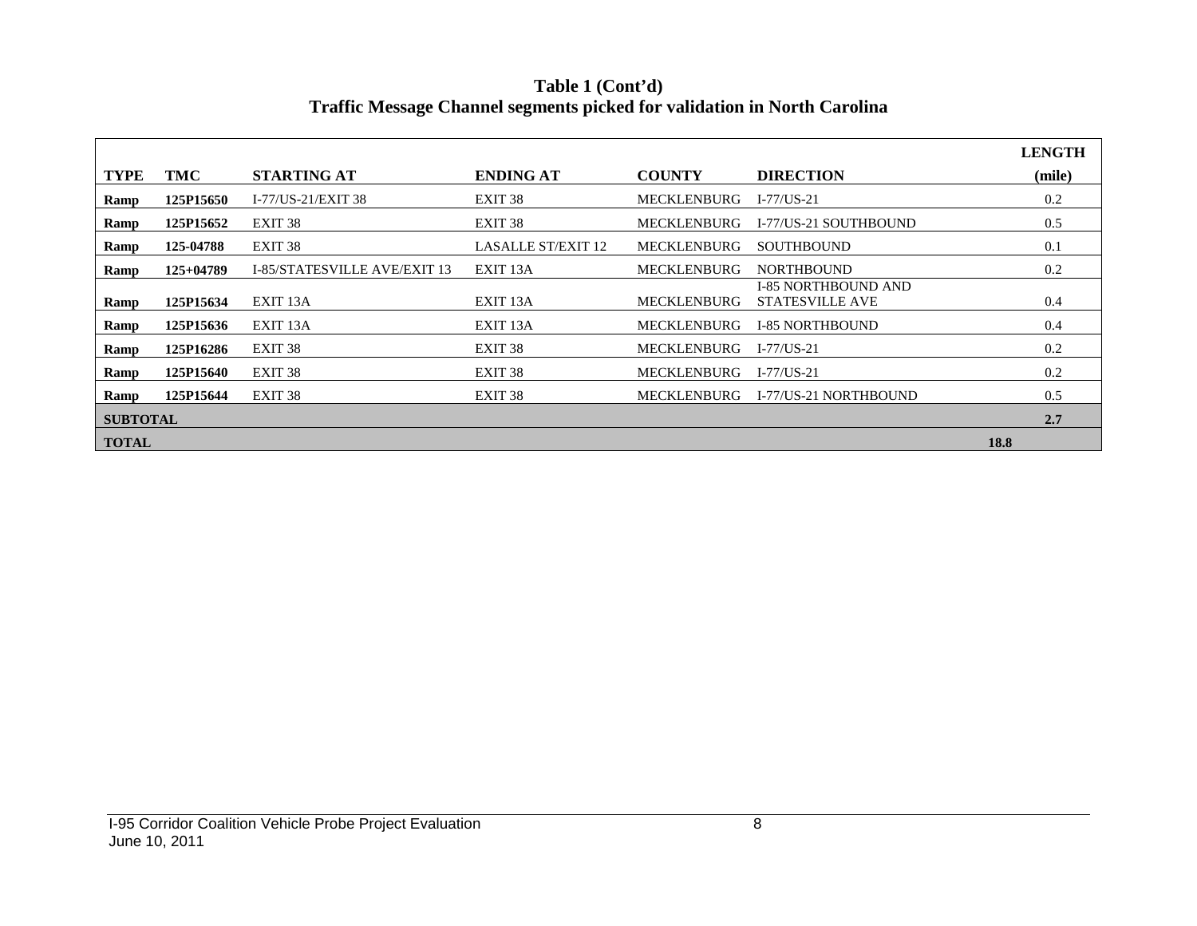**Table 1 (Cont'd)**
**Traffic Message Channel segments picked for validation in North Carolina**

| TYPE | TMC | STARTING AT | ENDING AT | COUNTY | DIRECTION | LENGTH (mile) |
|---|---|---|---|---|---|---|
| **Ramp** | **125P15650** | I-77/US-21/EXIT 38 | EXIT 38 | MECKLENBURG | I-77/US-21 | 0.2 |
| **Ramp** | **125P15652** | EXIT 38 | EXIT 38 | MECKLENBURG | I-77/US-21 SOUTHBOUND | 0.5 |
| **Ramp** | **125-04788** | EXIT 38 | LASALLE ST/EXIT 12 | MECKLENBURG | SOUTHBOUND | 0.1 |
| **Ramp** | **125+04789** | I-85/STATESVILLE AVE/EXIT 13 | EXIT 13A | MECKLENBURG | NORTHBOUND | 0.2 |
| **Ramp** | **125P15634** | EXIT 13A | EXIT 13A | MECKLENBURG | I-85 NORTHBOUND AND STATESVILLE AVE | 0.4 |
| **Ramp** | **125P15636** | EXIT 13A | EXIT 13A | MECKLENBURG | I-85 NORTHBOUND | 0.4 |
| **Ramp** | **125P16286** | EXIT 38 | EXIT 38 | MECKLENBURG | I-77/US-21 | 0.2 |
| **Ramp** | **125P15640** | EXIT 38 | EXIT 38 | MECKLENBURG | I-77/US-21 | 0.2 |
| **Ramp** | **125P15644** | EXIT 38 | EXIT 38 | MECKLENBURG | I-77/US-21 NORTHBOUND | 0.5 |
| **SUBTOTAL** | | | | | | **2.7** |
| **TOTAL** | | | | | | **18.8** |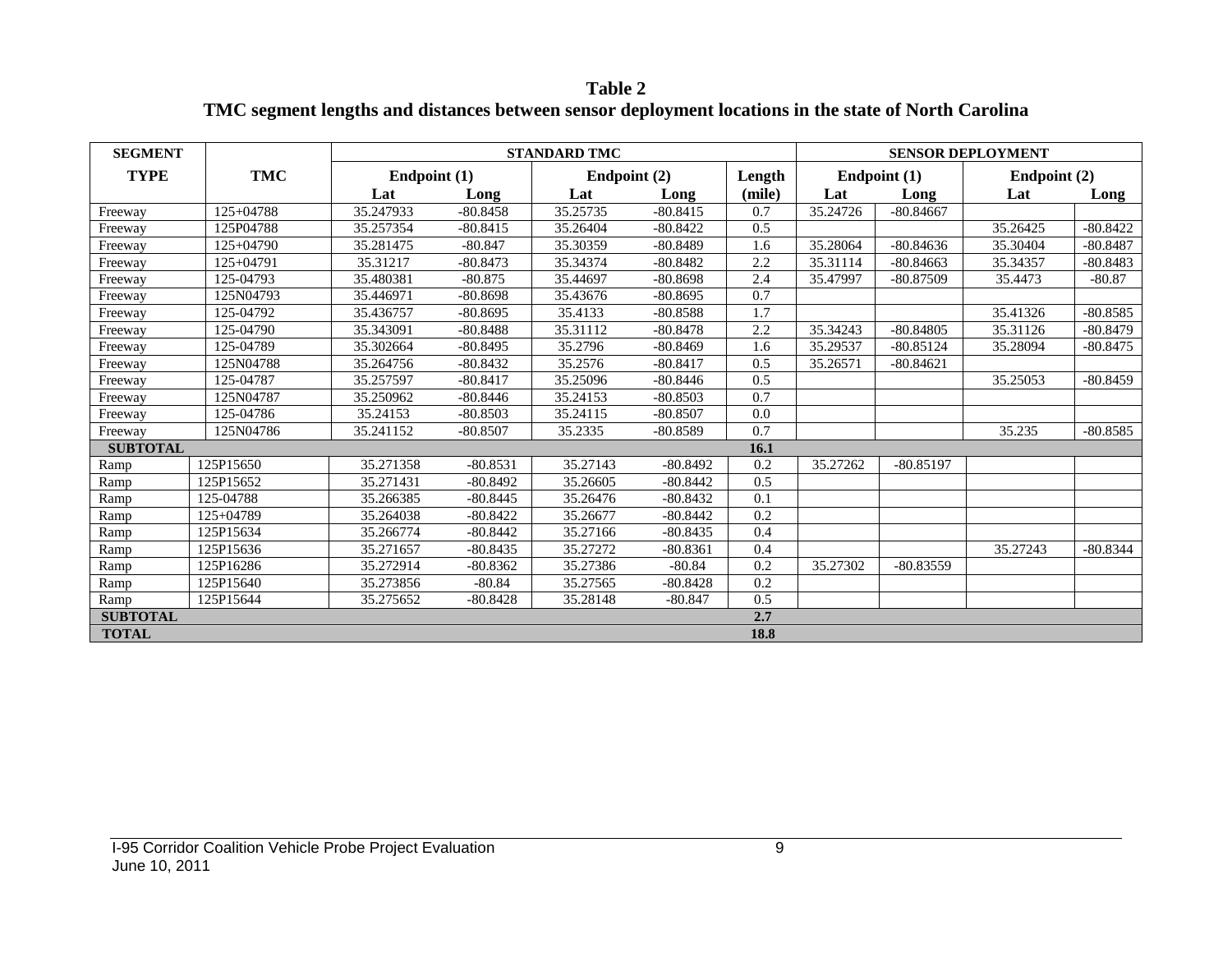**Table 2**
**TMC segment lengths and distances between sensor deployment locations in the state of North Carolina**

| SEGMENT TYPE | TMC | STANDARD TMC | | | | | SENSOR DEPLOYMENT | | | |
|---|---|---|---|---|---|---|---|---|---|---|
| | | Endpoint (1) | | Endpoint (2) | | Length | Endpoint (1) | | Endpoint (2) | |
| | | Lat | Long | Lat | Long | (mile) | Lat | Long | Lat | Long |
| Freeway | 125+04788 | 35.247933 | -80.8458 | 35.25735 | -80.8415 | 0.7 | 35.24726 | -80.84667 | | |
| Freeway | 125P04788 | 35.257354 | -80.8415 | 35.26404 | -80.8422 | 0.5 | | | 35.26425 | -80.8422 |
| Freeway | 125+04790 | 35.281475 | -80.847 | 35.30359 | -80.8489 | 1.6 | 35.28064 | -80.84636 | 35.30404 | -80.8487 |
| Freeway | 125+04791 | 35.31217 | -80.8473 | 35.34374 | -80.8482 | 2.2 | 35.31114 | -80.84663 | 35.34357 | -80.8483 |
| Freeway | 125-04793 | 35.480381 | -80.875 | 35.44697 | -80.8698 | 2.4 | 35.47997 | -80.87509 | 35.4473 | -80.87 |
| Freeway | 125N04793 | 35.446971 | -80.8698 | 35.43676 | -80.8695 | 0.7 | | | | |
| Freeway | 125-04792 | 35.436757 | -80.8695 | 35.4133 | -80.8588 | 1.7 | | | 35.41326 | -80.8585 |
| Freeway | 125-04790 | 35.343091 | -80.8488 | 35.31112 | -80.8478 | 2.2 | 35.34243 | -80.84805 | 35.31126 | -80.8479 |
| Freeway | 125-04789 | 35.302664 | -80.8495 | 35.2796 | -80.8469 | 1.6 | 35.29537 | -80.85124 | 35.28094 | -80.8475 |
| Freeway | 125N04788 | 35.264756 | -80.8432 | 35.2576 | -80.8417 | 0.5 | 35.26571 | -80.84621 | | |
| Freeway | 125-04787 | 35.257597 | -80.8417 | 35.25096 | -80.8446 | 0.5 | | | 35.25053 | -80.8459 |
| Freeway | 125N04787 | 35.250962 | -80.8446 | 35.24153 | -80.8503 | 0.7 | | | | |
| Freeway | 125-04786 | 35.24153 | -80.8503 | 35.24115 | -80.8507 | 0.0 | | | | |
| Freeway | 125N04786 | 35.241152 | -80.8507 | 35.2335 | -80.8589 | 0.7 | | | 35.235 | -80.8585 |
| **SUBTOTAL** | | | | | | **16.1** | | | | |
| Ramp | 125P15650 | 35.271358 | -80.8531 | 35.27143 | -80.8492 | 0.2 | 35.27262 | -80.85197 | | |
| Ramp | 125P15652 | 35.271431 | -80.8492 | 35.26605 | -80.8442 | 0.5 | | | | |
| Ramp | 125-04788 | 35.266385 | -80.8445 | 35.26476 | -80.8432 | 0.1 | | | | |
| Ramp | 125+04789 | 35.264038 | -80.8422 | 35.26677 | -80.8442 | 0.2 | | | | |
| Ramp | 125P15634 | 35.266774 | -80.8442 | 35.27166 | -80.8435 | 0.4 | | | | |
| Ramp | 125P15636 | 35.271657 | -80.8435 | 35.27272 | -80.8361 | 0.4 | | | 35.27243 | -80.8344 |
| Ramp | 125P16286 | 35.272914 | -80.8362 | 35.27386 | -80.84 | 0.2 | 35.27302 | -80.83559 | | |
| Ramp | 125P15640 | 35.273856 | -80.84 | 35.27565 | -80.8428 | 0.2 | | | | |
| Ramp | 125P15644 | 35.275652 | -80.8428 | 35.28148 | -80.847 | 0.5 | | | | |
| **SUBTOTAL** | | | | | | **2.7** | | | | |
| **TOTAL** | | | | | | **18.8** | | | | |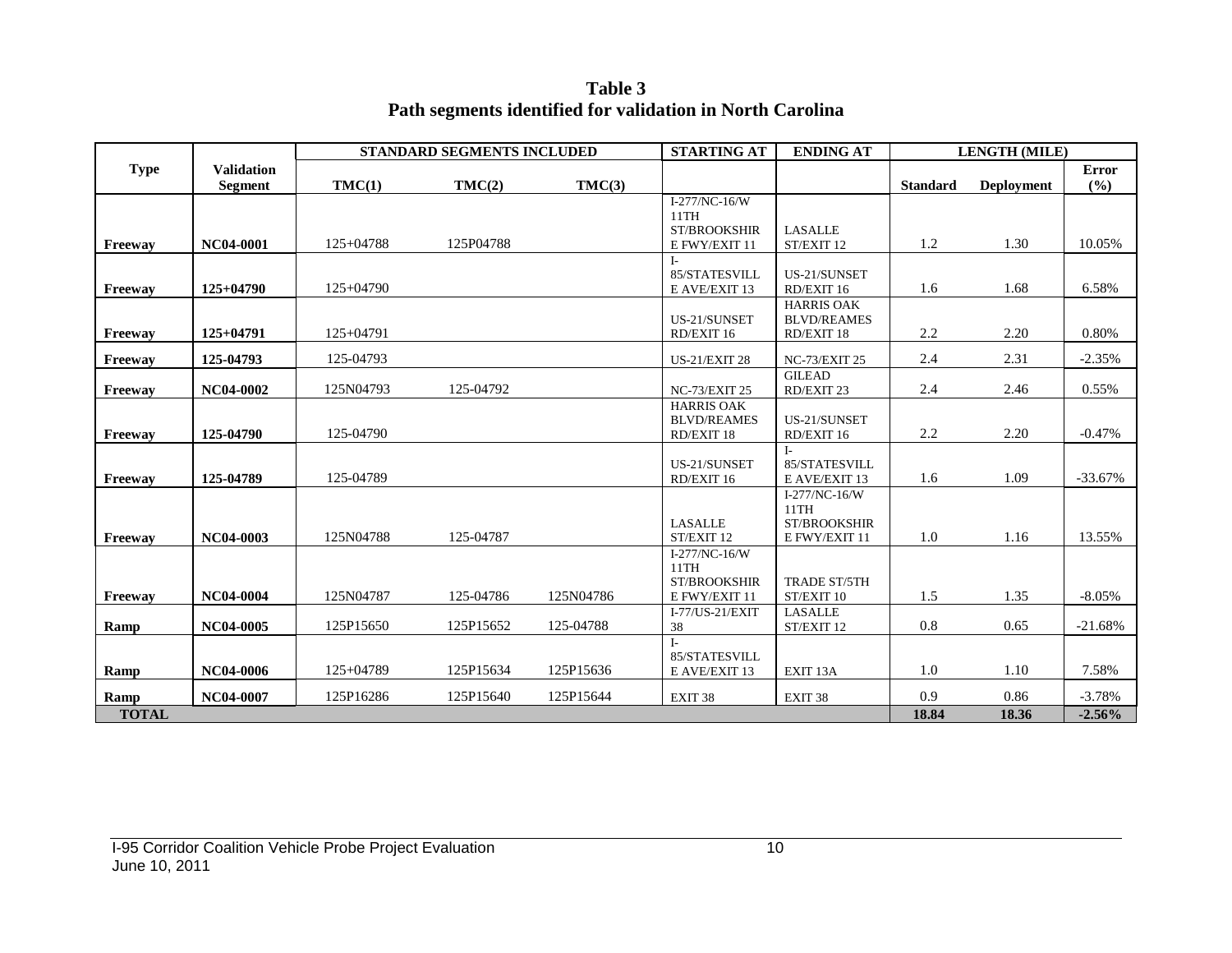**Table 3**
**Path segments identified for validation in North Carolina**

| Type | Validation Segment | STANDARD SEGMENTS INCLUDED | | | STARTING AT | ENDING AT | LENGTH (MILE) | | |
|---|---|---|---|---|---|---|---|---|---|
| | | TMC(1) | TMC(2) | TMC(3) | | | Standard | Deployment | Error (%) |
| Freeway | NC04-0001 | 125+04788 | 125P04788 | | I-277/NC-16/W 11TH ST/BROOKSHIRE FWY/EXIT 11 | LASALLE ST/EXIT 12 | 1.2 | 1.30 | 10.05% |
| Freeway | 125+04790 | 125+04790 | | | I-85/STATESVILLE AVE/EXIT 13 | US-21/SUNSET RD/EXIT 16 | 1.6 | 1.68 | 6.58% |
| Freeway | 125+04791 | 125+04791 | | | US-21/SUNSET RD/EXIT 16 | HARRIS OAK BLVD/REAMES RD/EXIT 18 | 2.2 | 2.20 | 0.80% |
| Freeway | 125-04793 | 125-04793 | | | US-21/EXIT 28 | NC-73/EXIT 25 | 2.4 | 2.31 | -2.35% |
| Freeway | NC04-0002 | 125N04793 | 125-04792 | | NC-73/EXIT 25 | GILEAD RD/EXIT 23 | 2.4 | 2.46 | 0.55% |
| Freeway | 125-04790 | 125-04790 | | | HARRIS OAK BLVD/REAMES RD/EXIT 18 | US-21/SUNSET RD/EXIT 16 | 2.2 | 2.20 | -0.47% |
| Freeway | 125-04789 | 125-04789 | | | US-21/SUNSET RD/EXIT 16 | I-85/STATESVILLE AVE/EXIT 13 | 1.6 | 1.09 | -33.67% |
| Freeway | NC04-0003 | 125N04788 | 125-04787 | | LASALLE ST/EXIT 12 | I-277/NC-16/W 11TH ST/BROOKSHIRE FWY/EXIT 11 | 1.0 | 1.16 | 13.55% |
| Freeway | NC04-0004 | 125N04787 | 125-04786 | 125N04786 | I-277/NC-16/W 11TH ST/BROOKSHIRE FWY/EXIT 11 | TRADE ST/5TH ST/EXIT 10 | 1.5 | 1.35 | -8.05% |
| Ramp | NC04-0005 | 125P15650 | 125P15652 | 125-04788 | I-77/US-21/EXIT 38 | LASALLE ST/EXIT 12 | 0.8 | 0.65 | -21.68% |
| Ramp | NC04-0006 | 125+04789 | 125P15634 | 125P15636 | I-85/STATESVILLE AVE/EXIT 13 | EXIT 13A | 1.0 | 1.10 | 7.58% |
| Ramp | NC04-0007 | 125P16286 | 125P15640 | 125P15644 | EXIT 38 | EXIT 38 | 0.9 | 0.86 | -3.78% |
| **TOTAL** | | | | | | | **18.84** | **18.36** | **-2.56%** |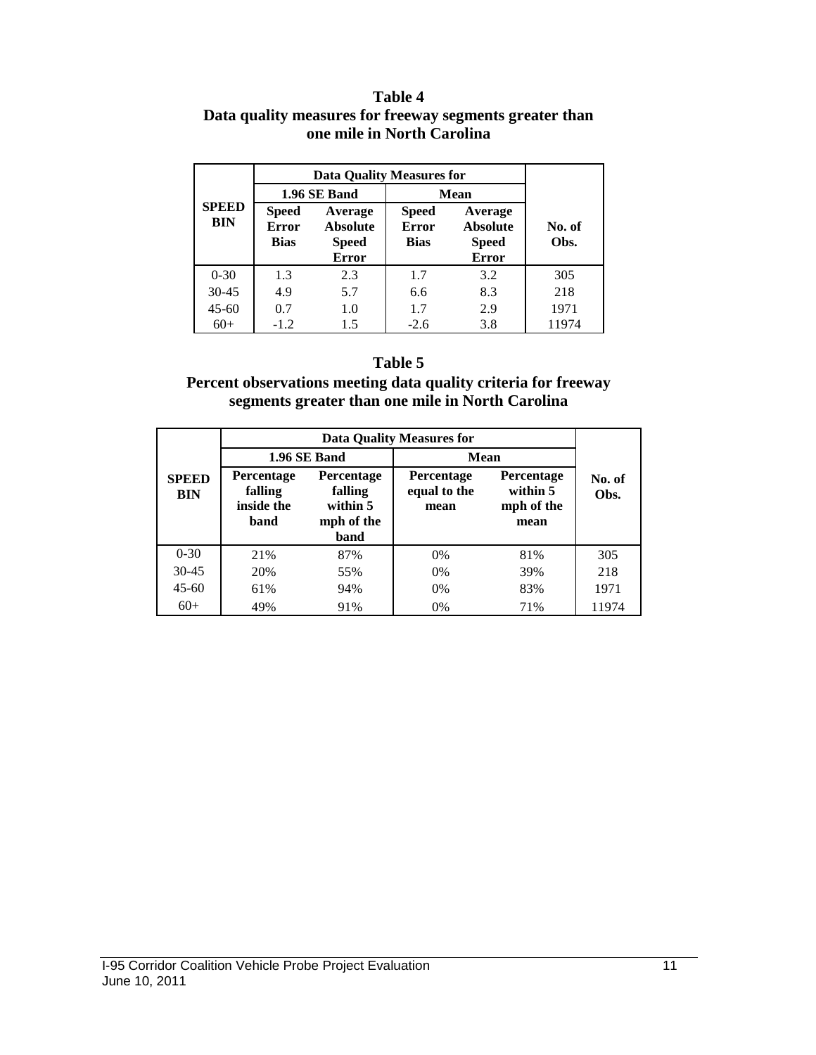**Table 4**
**Data quality measures for freeway segments greater than one mile in North Carolina**

| SPEED BIN | Data Quality Measures for | | | | No. of Obs. |
|---|---|---|---|---|---|
| | 1.96 SE Band | | Mean | | |
| | Speed Error Bias | Average Absolute Speed Error | Speed Error Bias | Average Absolute Speed Error | |
| 0-30 | 1.3 | 2.3 | 1.7 | 3.2 | 305 |
| 30-45 | 4.9 | 5.7 | 6.6 | 8.3 | 218 |
| 45-60 | 0.7 | 1.0 | 1.7 | 2.9 | 1971 |
| 60+ | -1.2 | 1.5 | -2.6 | 3.8 | 11974 |

**Table 5**
**Percent observations meeting data quality criteria for freeway segments greater than one mile in North Carolina**

| SPEED BIN | Data Quality Measures for | | | | No. of Obs. |
|---|---|---|---|---|---|
| | 1.96 SE Band | | Mean | | |
| | Percentage falling inside the band | Percentage falling within 5 mph of the band | Percentage equal to the mean | Percentage within 5 mph of the mean | |
| 0-30 | 21% | 87% | 0% | 81% | 305 |
| 30-45 | 20% | 55% | 0% | 39% | 218 |
| 45-60 | 61% | 94% | 0% | 83% | 1971 |
| 60+ | 49% | 91% | 0% | 71% | 11974 |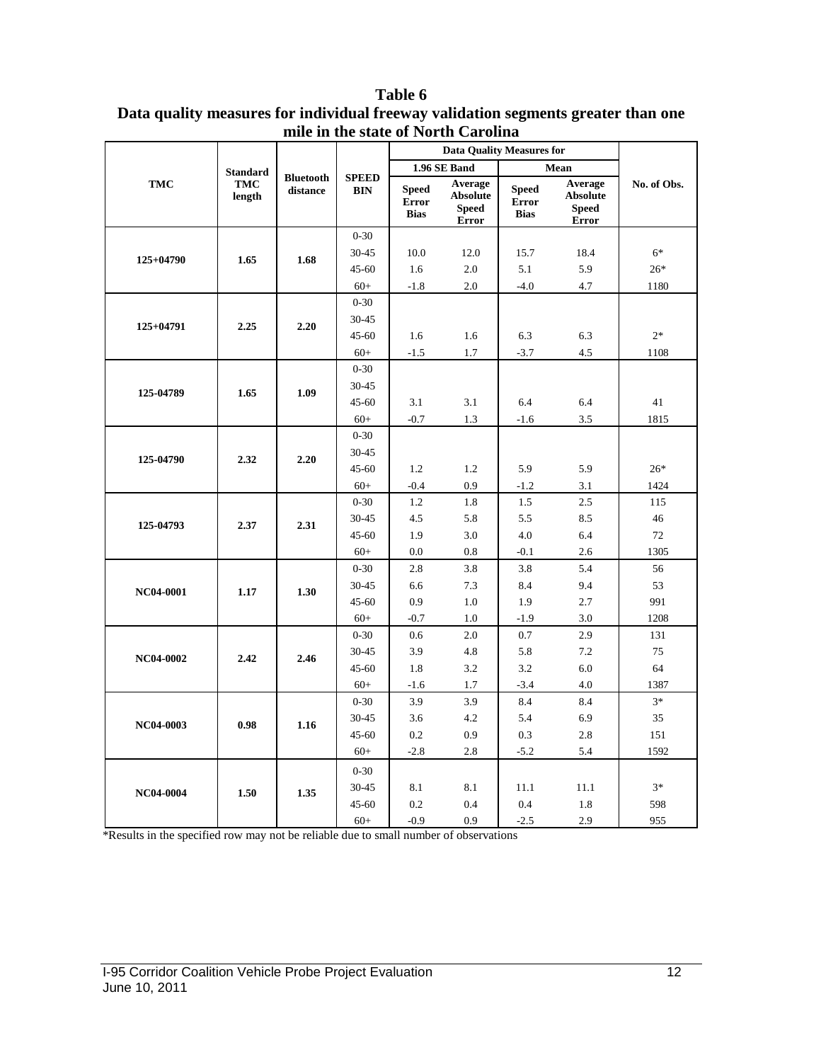**Table 6**
**Data quality measures for individual freeway validation segments greater than one mile in the state of North Carolina**

| TMC | Standard TMC length | Bluetooth distance | SPEED BIN | Data Quality Measures for 1.96 SE Band: Speed Error Bias | Data Quality Measures for 1.96 SE Band: Average Absolute Speed Error | Data Quality Measures for Mean: Speed Error Bias | Data Quality Measures for Mean: Average Absolute Speed Error | No. of Obs. |
|---|---|---|---|---|---|---|---|---|
| 125+04790 | 1.65 | 1.68 | 0-30 | | | | | |
| | | | 30-45 | 10.0 | 12.0 | 15.7 | 18.4 | 6* |
| | | | 45-60 | 1.6 | 2.0 | 5.1 | 5.9 | 26* |
| | | | 60+ | -1.8 | 2.0 | -4.0 | 4.7 | 1180 |
| 125+04791 | 2.25 | 2.20 | 0-30 | | | | | |
| | | | 30-45 | | | | | |
| | | | 45-60 | 1.6 | 1.6 | 6.3 | 6.3 | 2* |
| | | | 60+ | -1.5 | 1.7 | -3.7 | 4.5 | 1108 |
| 125-04789 | 1.65 | 1.09 | 0-30 | | | | | |
| | | | 30-45 | | | | | |
| | | | 45-60 | 3.1 | 3.1 | 6.4 | 6.4 | 41 |
| | | | 60+ | -0.7 | 1.3 | -1.6 | 3.5 | 1815 |
| 125-04790 | 2.32 | 2.20 | 0-30 | | | | | |
| | | | 30-45 | | | | | |
| | | | 45-60 | 1.2 | 1.2 | 5.9 | 5.9 | 26* |
| | | | 60+ | -0.4 | 0.9 | -1.2 | 3.1 | 1424 |
| 125-04793 | 2.37 | 2.31 | 0-30 | 1.2 | 1.8 | 1.5 | 2.5 | 115 |
| | | | 30-45 | 4.5 | 5.8 | 5.5 | 8.5 | 46 |
| | | | 45-60 | 1.9 | 3.0 | 4.0 | 6.4 | 72 |
| | | | 60+ | 0.0 | 0.8 | -0.1 | 2.6 | 1305 |
| NC04-0001 | 1.17 | 1.30 | 0-30 | 2.8 | 3.8 | 3.8 | 5.4 | 56 |
| | | | 30-45 | 6.6 | 7.3 | 8.4 | 9.4 | 53 |
| | | | 45-60 | 0.9 | 1.0 | 1.9 | 2.7 | 991 |
| | | | 60+ | -0.7 | 1.0 | -1.9 | 3.0 | 1208 |
| NC04-0002 | 2.42 | 2.46 | 0-30 | 0.6 | 2.0 | 0.7 | 2.9 | 131 |
| | | | 30-45 | 3.9 | 4.8 | 5.8 | 7.2 | 75 |
| | | | 45-60 | 1.8 | 3.2 | 3.2 | 6.0 | 64 |
| | | | 60+ | -1.6 | 1.7 | -3.4 | 4.0 | 1387 |
| NC04-0003 | 0.98 | 1.16 | 0-30 | 3.9 | 3.9 | 8.4 | 8.4 | 3* |
| | | | 30-45 | 3.6 | 4.2 | 5.4 | 6.9 | 35 |
| | | | 45-60 | 0.2 | 0.9 | 0.3 | 2.8 | 151 |
| | | | 60+ | -2.8 | 2.8 | -5.2 | 5.4 | 1592 |
| NC04-0004 | 1.50 | 1.35 | 0-30 | | | | | |
| | | | 30-45 | 8.1 | 8.1 | 11.1 | 11.1 | 3* |
| | | | 45-60 | 0.2 | 0.4 | 0.4 | 1.8 | 598 |
| | | | 60+ | -0.9 | 0.9 | -2.5 | 2.9 | 955 |

*Results in the specified row may not be reliable due to small number of observations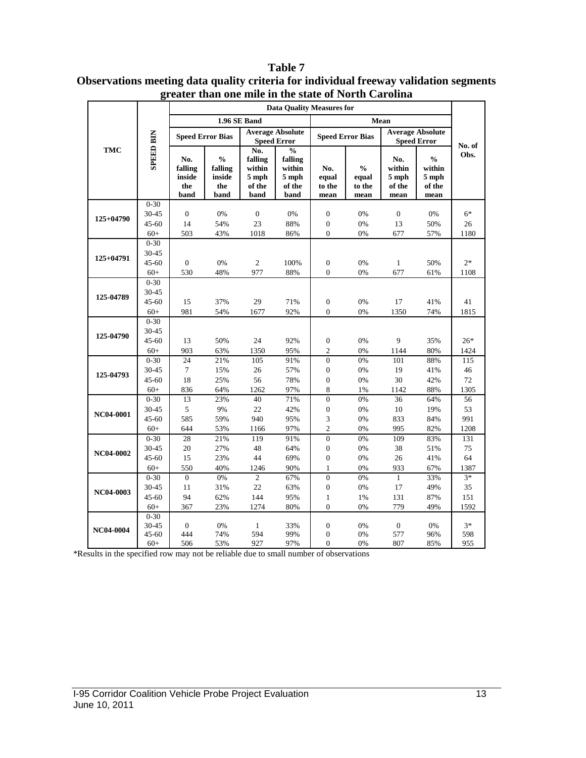**Table 7**
**Observations meeting data quality criteria for individual freeway validation segments greater than one mile in the state of North Carolina**

| TMC | SPEED BIN | Data Quality Measures for | | | | | | | | No. of Obs. |
|---|---|---|---|---|---|---|---|---|---|---|
| | | 1.96 SE Band | | | | Mean | | | | |
| | | Speed Error Bias | | Average Absolute Speed Error | | Speed Error Bias | | Average Absolute Speed Error | | |
| | | No. falling inside the band | % falling inside the band | No. falling within 5 mph of the band | % falling within 5 mph of the band | No. equal to the mean | % equal to the mean | No. within 5 mph of the mean | % within 5 mph of the mean | |
| 125+04790 | 0-30 | | | | | | | | | |
| | 30-45 | 0 | 0% | 0 | 0% | 0 | 0% | 0 | 0% | 6* |
| | 45-60 | 14 | 54% | 23 | 88% | 0 | 0% | 13 | 50% | 26 |
| | 60+ | 503 | 43% | 1018 | 86% | 0 | 0% | 677 | 57% | 1180 |
| 125+04791 | 0-30 | | | | | | | | | |
| | 30-45 | | | | | | | | | |
| | 45-60 | 0 | 0% | 2 | 100% | 0 | 0% | 1 | 50% | 2* |
| | 60+ | 530 | 48% | 977 | 88% | 0 | 0% | 677 | 61% | 1108 |
| 125-04789 | 0-30 | | | | | | | | | |
| | 30-45 | | | | | | | | | |
| | 45-60 | 15 | 37% | 29 | 71% | 0 | 0% | 17 | 41% | 41 |
| | 60+ | 981 | 54% | 1677 | 92% | 0 | 0% | 1350 | 74% | 1815 |
| 125-04790 | 0-30 | | | | | | | | | |
| | 30-45 | | | | | | | | | |
| | 45-60 | 13 | 50% | 24 | 92% | 0 | 0% | 9 | 35% | 26* |
| | 60+ | 903 | 63% | 1350 | 95% | 2 | 0% | 1144 | 80% | 1424 |
| 125-04793 | 0-30 | 24 | 21% | 105 | 91% | 0 | 0% | 101 | 88% | 115 |
| | 30-45 | 7 | 15% | 26 | 57% | 0 | 0% | 19 | 41% | 46 |
| | 45-60 | 18 | 25% | 56 | 78% | 0 | 0% | 30 | 42% | 72 |
| | 60+ | 836 | 64% | 1262 | 97% | 8 | 1% | 1142 | 88% | 1305 |
| NC04-0001 | 0-30 | 13 | 23% | 40 | 71% | 0 | 0% | 36 | 64% | 56 |
| | 30-45 | 5 | 9% | 22 | 42% | 0 | 0% | 10 | 19% | 53 |
| | 45-60 | 585 | 59% | 940 | 95% | 3 | 0% | 833 | 84% | 991 |
| | 60+ | 644 | 53% | 1166 | 97% | 2 | 0% | 995 | 82% | 1208 |
| NC04-0002 | 0-30 | 28 | 21% | 119 | 91% | 0 | 0% | 109 | 83% | 131 |
| | 30-45 | 20 | 27% | 48 | 64% | 0 | 0% | 38 | 51% | 75 |
| | 45-60 | 15 | 23% | 44 | 69% | 0 | 0% | 26 | 41% | 64 |
| | 60+ | 550 | 40% | 1246 | 90% | 1 | 0% | 933 | 67% | 1387 |
| NC04-0003 | 0-30 | 0 | 0% | 2 | 67% | 0 | 0% | 1 | 33% | 3* |
| | 30-45 | 11 | 31% | 22 | 63% | 0 | 0% | 17 | 49% | 35 |
| | 45-60 | 94 | 62% | 144 | 95% | 1 | 1% | 131 | 87% | 151 |
| | 60+ | 367 | 23% | 1274 | 80% | 0 | 0% | 779 | 49% | 1592 |
| NC04-0004 | 0-30 | | | | | | | | | |
| | 30-45 | 0 | 0% | 1 | 33% | 0 | 0% | 0 | 0% | 3* |
| | 45-60 | 444 | 74% | 594 | 99% | 0 | 0% | 577 | 96% | 598 |
| | 60+ | 506 | 53% | 927 | 97% | 0 | 0% | 807 | 85% | 955 |

*Results in the specified row may not be reliable due to small number of observations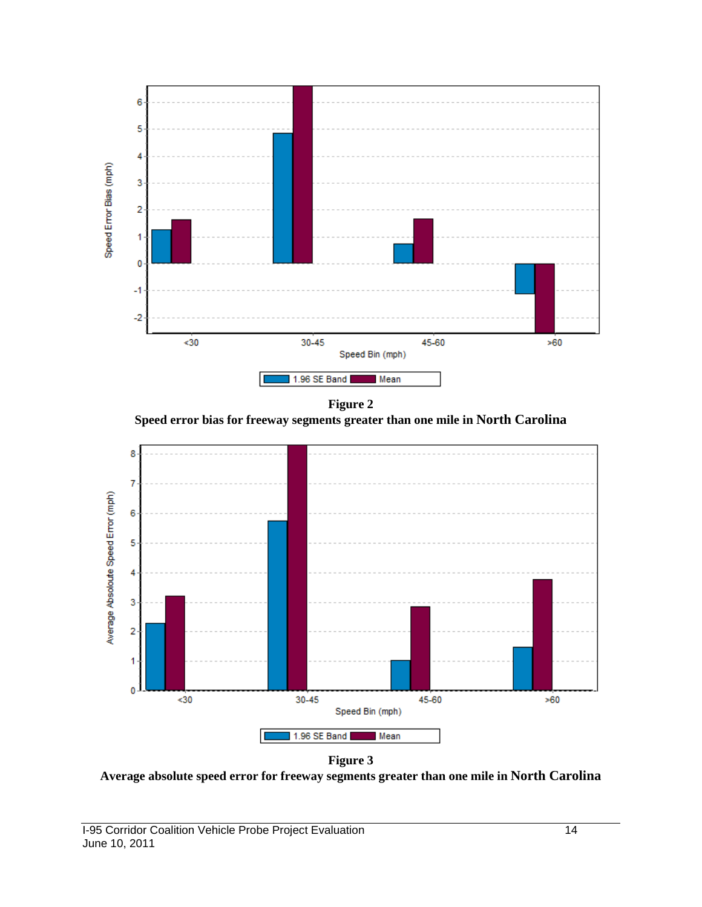**Figure 2**
**Speed error bias for freeway segments greater than one mile in North Carolina**

**Figure 3**
**Average absolute speed error for freeway segments greater than one mile in North Carolina**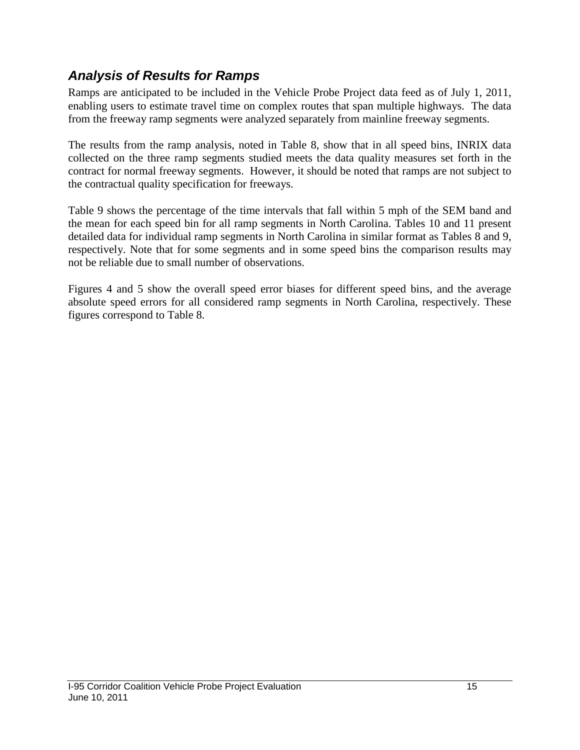## *Analysis of Results for Ramps*

Ramps are anticipated to be included in the Vehicle Probe Project data feed as of July 1, 2011, enabling users to estimate travel time on complex routes that span multiple highways. The data from the freeway ramp segments were analyzed separately from mainline freeway segments.

The results from the ramp analysis, noted in Table 8, show that in all speed bins, INRIX data collected on the three ramp segments studied meets the data quality measures set forth in the contract for normal freeway segments. However, it should be noted that ramps are not subject to the contractual quality specification for freeways.

Table 9 shows the percentage of the time intervals that fall within 5 mph of the SEM band and the mean for each speed bin for all ramp segments in North Carolina. Tables 10 and 11 present detailed data for individual ramp segments in North Carolina in similar format as Tables 8 and 9, respectively. Note that for some segments and in some speed bins the comparison results may not be reliable due to small number of observations.

Figures 4 and 5 show the overall speed error biases for different speed bins, and the average absolute speed errors for all considered ramp segments in North Carolina, respectively. These figures correspond to Table 8.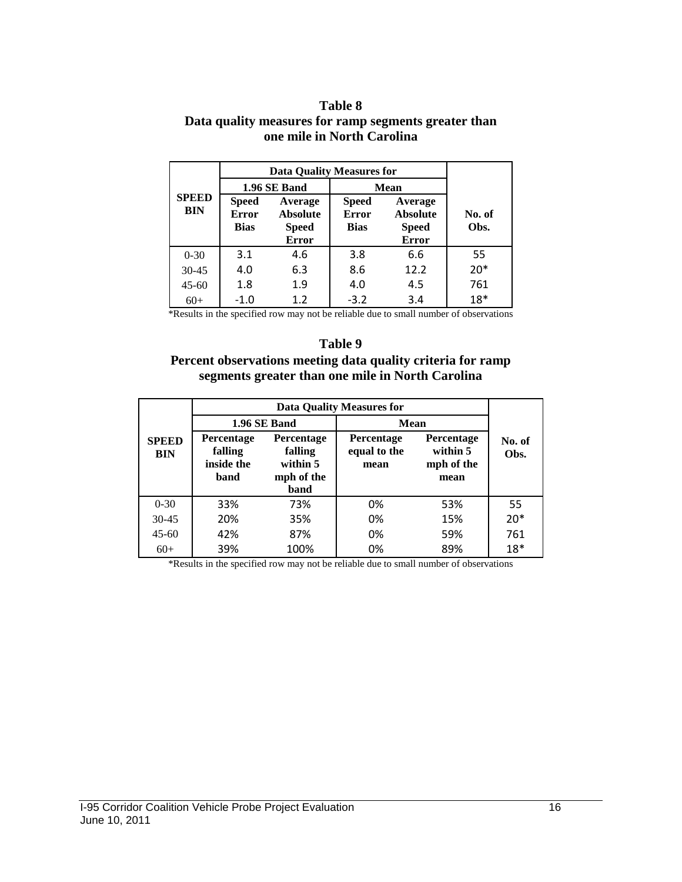**Table 8**
**Data quality measures for ramp segments greater than one mile in North Carolina**

| SPEED BIN | Data Quality Measures for | | | | No. of Obs. |
|---|---|---|---|---|---|
| | 1.96 SE Band | | Mean | | |
| | Speed Error Bias | Average Absolute Speed Error | Speed Error Bias | Average Absolute Speed Error | |
| 0-30 | 3.1 | 4.6 | 3.8 | 6.6 | 55 |
| 30-45 | 4.0 | 6.3 | 8.6 | 12.2 | 20* |
| 45-60 | 1.8 | 1.9 | 4.0 | 4.5 | 761 |
| 60+ | -1.0 | 1.2 | -3.2 | 3.4 | 18* |

*Results in the specified row may not be reliable due to small number of observations

**Table 9**
**Percent observations meeting data quality criteria for ramp segments greater than one mile in North Carolina**

| SPEED BIN | Data Quality Measures for | | | | No. of Obs. |
|---|---|---|---|---|---|
| | 1.96 SE Band | | Mean | | |
| | Percentage falling inside the band | Percentage falling within 5 mph of the band | Percentage equal to the mean | Percentage within 5 mph of the mean | |
| 0-30 | 33% | 73% | 0% | 53% | 55 |
| 30-45 | 20% | 35% | 0% | 15% | 20* |
| 45-60 | 42% | 87% | 0% | 59% | 761 |
| 60+ | 39% | 100% | 0% | 89% | 18* |

*Results in the specified row may not be reliable due to small number of observations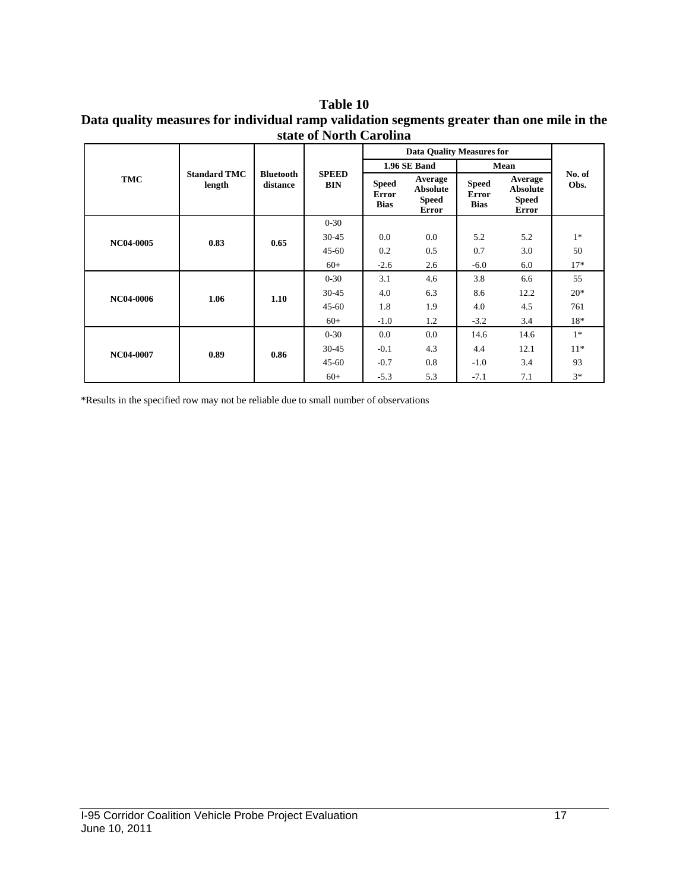**Table 10**
**Data quality measures for individual ramp validation segments greater than one mile in the state of North Carolina**

| TMC | Standard TMC length | Bluetooth distance | SPEED BIN | Data Quality Measures for | | | | No. of Obs. |
|---|---|---|---|---|---|---|---|---|
| | | | | 1.96 SE Band | | Mean | | |
| | | | | Speed Error Bias | Average Absolute Speed Error | Speed Error Bias | Average Absolute Speed Error | |
| NC04-0005 | 0.83 | 0.65 | 0-30 | | | | | |
| | | | 30-45 | 0.0 | 0.0 | 5.2 | 5.2 | 1* |
| | | | 45-60 | 0.2 | 0.5 | 0.7 | 3.0 | 50 |
| | | | 60+ | -2.6 | 2.6 | -6.0 | 6.0 | 17* |
| NC04-0006 | 1.06 | 1.10 | 0-30 | 3.1 | 4.6 | 3.8 | 6.6 | 55 |
| | | | 30-45 | 4.0 | 6.3 | 8.6 | 12.2 | 20* |
| | | | 45-60 | 1.8 | 1.9 | 4.0 | 4.5 | 761 |
| | | | 60+ | -1.0 | 1.2 | -3.2 | 3.4 | 18* |
| NC04-0007 | 0.89 | 0.86 | 0-30 | 0.0 | 0.0 | 14.6 | 14.6 | 1* |
| | | | 30-45 | -0.1 | 4.3 | 4.4 | 12.1 | 11* |
| | | | 45-60 | -0.7 | 0.8 | -1.0 | 3.4 | 93 |
| | | | 60+ | -5.3 | 5.3 | -7.1 | 7.1 | 3* |

*Results in the specified row may not be reliable due to small number of observations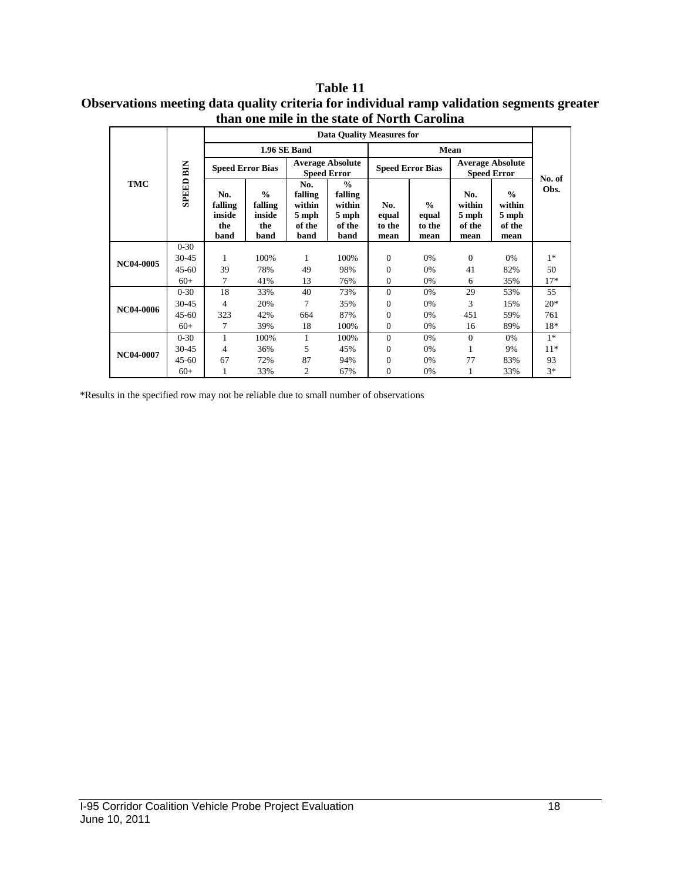# Table 11
## Observations meeting data quality criteria for individual ramp validation segments greater than one mile in the state of North Carolina

| TMC | SPEED BIN | Data Quality Measures for | | | | | | | | No. of Obs. |
|---|---|---|---|---|---|---|---|---|---|---|
| | | 1.96 SE Band | | | | Mean | | | | |
| | | Speed Error Bias | | Average Absolute Speed Error | | Speed Error Bias | | Average Absolute Speed Error | | |
| | | No. falling inside the band | % falling inside the band | No. falling within 5 mph of the band | % falling within 5 mph of the band | No. equal to the mean | % equal to the mean | No. within 5 mph of the mean | % within 5 mph of the mean | |
| NC04-0005 | 0-30 | | | | | | | | | |
| | 30-45 | 1 | 100% | 1 | 100% | 0 | 0% | 0 | 0% | 1* |
| | 45-60 | 39 | 78% | 49 | 98% | 0 | 0% | 41 | 82% | 50 |
| | 60+ | 7 | 41% | 13 | 76% | 0 | 0% | 6 | 35% | 17* |
| NC04-0006 | 0-30 | 18 | 33% | 40 | 73% | 0 | 0% | 29 | 53% | 55 |
| | 30-45 | 4 | 20% | 7 | 35% | 0 | 0% | 3 | 15% | 20* |
| | 45-60 | 323 | 42% | 664 | 87% | 0 | 0% | 451 | 59% | 761 |
| | 60+ | 7 | 39% | 18 | 100% | 0 | 0% | 16 | 89% | 18* |
| NC04-0007 | 0-30 | 1 | 100% | 1 | 100% | 0 | 0% | 0 | 0% | 1* |
| | 30-45 | 4 | 36% | 5 | 45% | 0 | 0% | 1 | 9% | 11* |
| | 45-60 | 67 | 72% | 87 | 94% | 0 | 0% | 77 | 83% | 93 |
| | 60+ | 1 | 33% | 2 | 67% | 0 | 0% | 1 | 33% | 3* |

*Results in the specified row may not be reliable due to small number of observations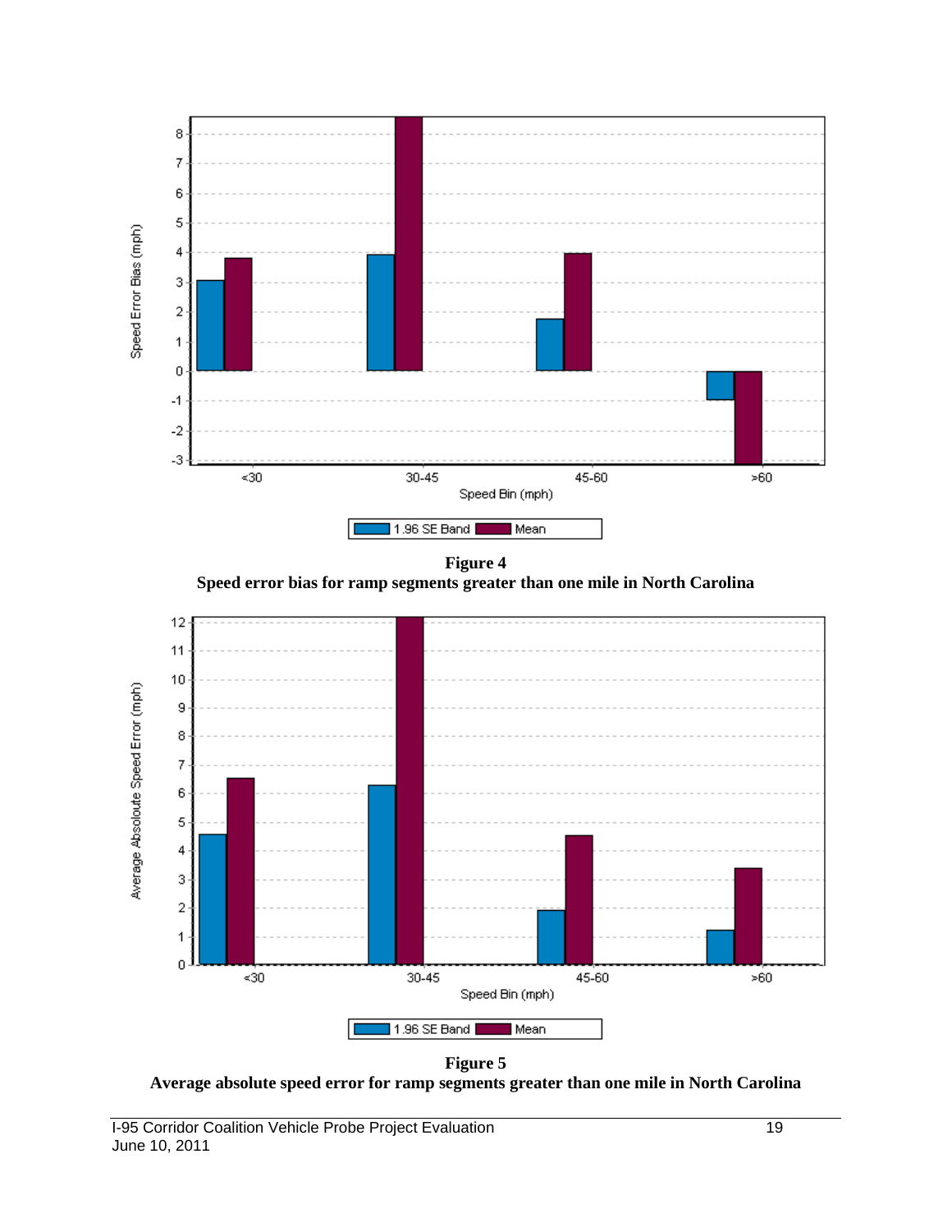Speed Error Bias (mph)

8
7
6
5
4
3
2
1
0
-1
-2
-3

<30
30-45
45-60
>60

Speed Bin (mph)

1.96 SE Band
Mean

**Figure 4**
**Speed error bias for ramp segments greater than one mile in North Carolina**

Average Absoloute Speed Error (mph)

12
11
10
9
8
7
6
5
4
3
2
1
0

<30
30-45
45-60
>60

Speed Bin (mph)

1.96 SE Band
Mean

**Figure 5**
**Average absolute speed error for ramp segments greater than one mile in North Carolina**